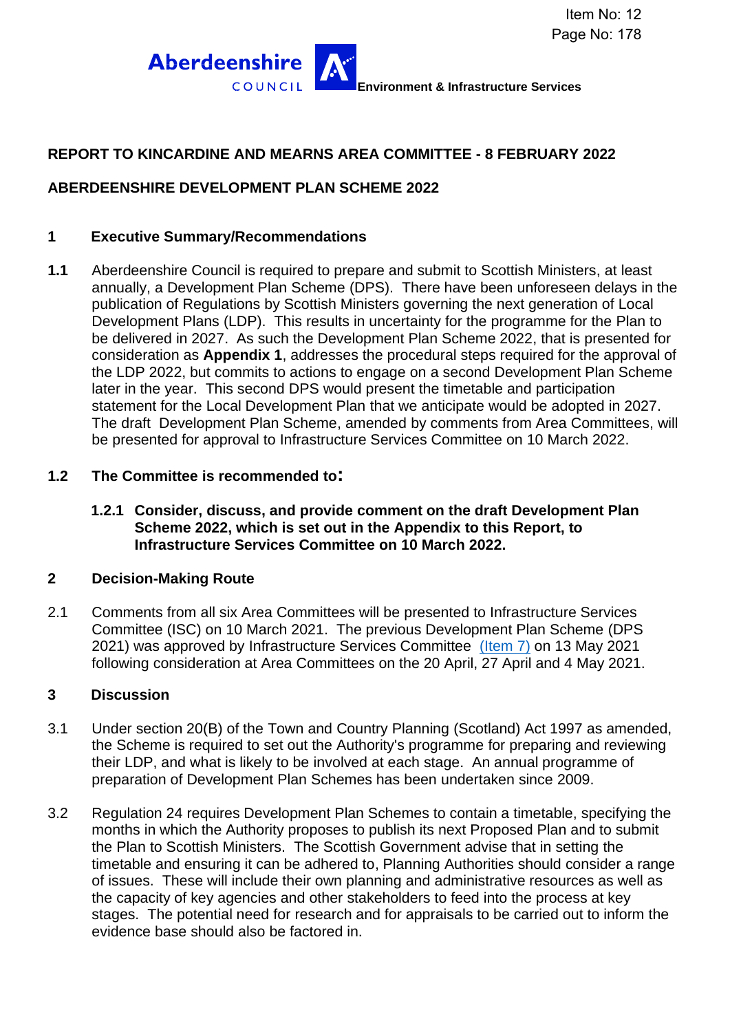Item No: 12
Page No: 178

Aberdeenshire COUNCIL

Environment & Infrastructure Services

**REPORT TO KINCARDINE AND MEARNS AREA COMMITTEE - 8 FEBRUARY 2022**

**ABERDEENSHIRE DEVELOPMENT PLAN SCHEME 2022**

## 1 Executive Summary/Recommendations

**1.1** Aberdeenshire Council is required to prepare and submit to Scottish Ministers, at least annually, a Development Plan Scheme (DPS). There have been unforeseen delays in the publication of Regulations by Scottish Ministers governing the next generation of Local Development Plans (LDP). This results in uncertainty for the programme for the Plan to be delivered in 2027. As such the Development Plan Scheme 2022, that is presented for consideration as **Appendix 1**, addresses the procedural steps required for the approval of the LDP 2022, but commits to actions to engage on a second Development Plan Scheme later in the year. This second DPS would present the timetable and participation statement for the Local Development Plan that we anticipate would be adopted in 2027. The draft Development Plan Scheme, amended by comments from Area Committees, will be presented for approval to Infrastructure Services Committee on 10 March 2022.

**1.2 The Committee is recommended to:**

**1.2.1 Consider, discuss, and provide comment on the draft Development Plan Scheme 2022, which is set out in the Appendix to this Report, to Infrastructure Services Committee on 10 March 2022.**

## 2 Decision-Making Route

2.1 Comments from all six Area Committees will be presented to Infrastructure Services Committee (ISC) on 10 March 2021. The previous Development Plan Scheme (DPS 2021) was approved by Infrastructure Services Committee (Item 7) on 13 May 2021 following consideration at Area Committees on the 20 April, 27 April and 4 May 2021.

## 3 Discussion

3.1 Under section 20(B) of the Town and Country Planning (Scotland) Act 1997 as amended, the Scheme is required to set out the Authority's programme for preparing and reviewing their LDP, and what is likely to be involved at each stage. An annual programme of preparation of Development Plan Schemes has been undertaken since 2009.

3.2 Regulation 24 requires Development Plan Schemes to contain a timetable, specifying the months in which the Authority proposes to publish its next Proposed Plan and to submit the Plan to Scottish Ministers. The Scottish Government advise that in setting the timetable and ensuring it can be adhered to, Planning Authorities should consider a range of issues. These will include their own planning and administrative resources as well as the capacity of key agencies and other stakeholders to feed into the process at key stages. The potential need for research and for appraisals to be carried out to inform the evidence base should also be factored in.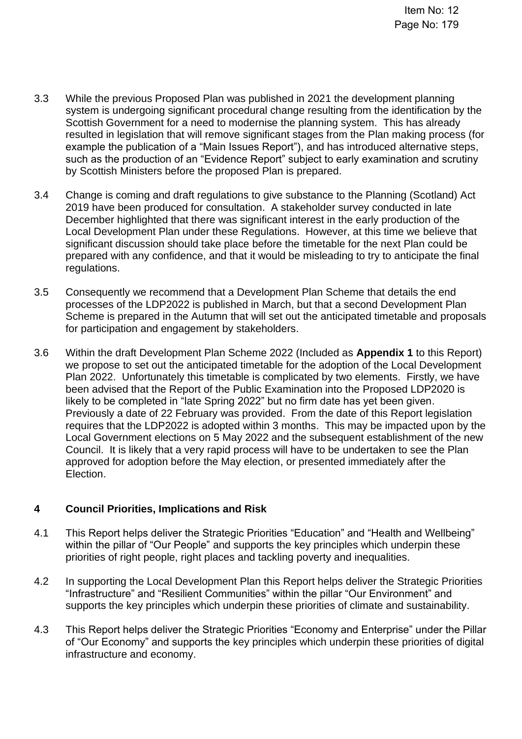3.3 While the previous Proposed Plan was published in 2021 the development planning system is undergoing significant procedural change resulting from the identification by the Scottish Government for a need to modernise the planning system. This has already resulted in legislation that will remove significant stages from the Plan making process (for example the publication of a "Main Issues Report"), and has introduced alternative steps, such as the production of an "Evidence Report" subject to early examination and scrutiny by Scottish Ministers before the proposed Plan is prepared.

3.4 Change is coming and draft regulations to give substance to the Planning (Scotland) Act 2019 have been produced for consultation. A stakeholder survey conducted in late December highlighted that there was significant interest in the early production of the Local Development Plan under these Regulations. However, at this time we believe that significant discussion should take place before the timetable for the next Plan could be prepared with any confidence, and that it would be misleading to try to anticipate the final regulations.

3.5 Consequently we recommend that a Development Plan Scheme that details the end processes of the LDP2022 is published in March, but that a second Development Plan Scheme is prepared in the Autumn that will set out the anticipated timetable and proposals for participation and engagement by stakeholders.

3.6 Within the draft Development Plan Scheme 2022 (Included as **Appendix 1** to this Report) we propose to set out the anticipated timetable for the adoption of the Local Development Plan 2022. Unfortunately this timetable is complicated by two elements. Firstly, we have been advised that the Report of the Public Examination into the Proposed LDP2020 is likely to be completed in "late Spring 2022" but no firm date has yet been given. Previously a date of 22 February was provided. From the date of this Report legislation requires that the LDP2022 is adopted within 3 months. This may be impacted upon by the Local Government elections on 5 May 2022 and the subsequent establishment of the new Council. It is likely that a very rapid process will have to be undertaken to see the Plan approved for adoption before the May election, or presented immediately after the Election.

## 4 Council Priorities, Implications and Risk

4.1 This Report helps deliver the Strategic Priorities "Education" and "Health and Wellbeing" within the pillar of "Our People" and supports the key principles which underpin these priorities of right people, right places and tackling poverty and inequalities.

4.2 In supporting the Local Development Plan this Report helps deliver the Strategic Priorities "Infrastructure" and "Resilient Communities" within the pillar "Our Environment" and supports the key principles which underpin these priorities of climate and sustainability.

4.3 This Report helps deliver the Strategic Priorities "Economy and Enterprise" under the Pillar of "Our Economy" and supports the key principles which underpin these priorities of digital infrastructure and economy.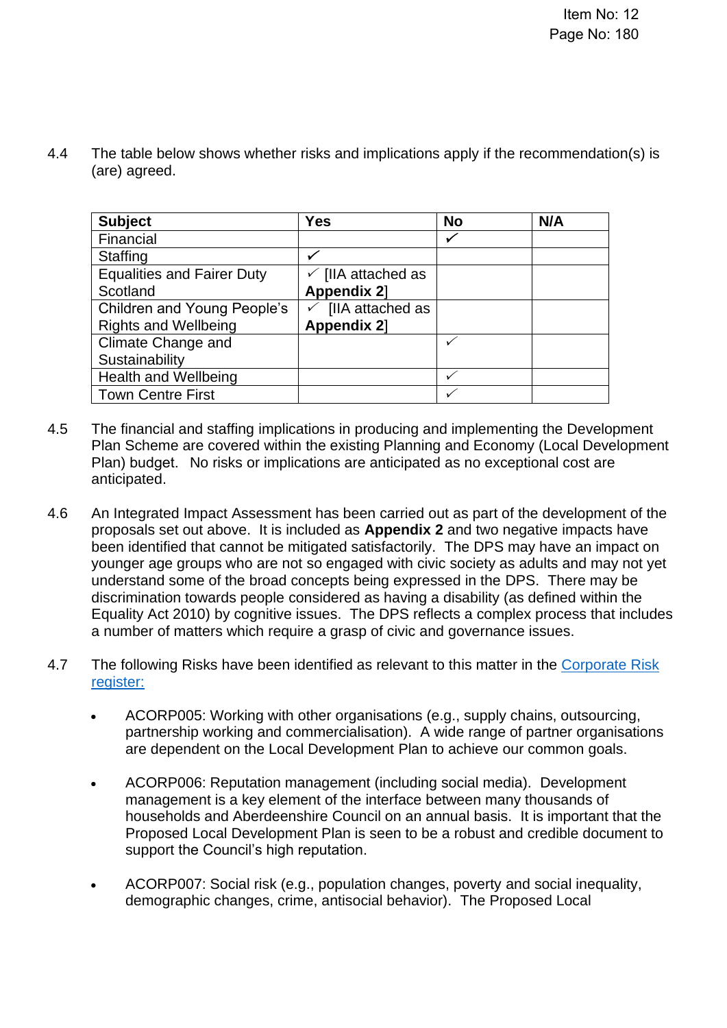4.4 The table below shows whether risks and implications apply if the recommendation(s) is (are) agreed.

| Subject | Yes | No | N/A |
|---|---|---|---|
| Financial | | ✓ | |
| Staffing | ✓ | | |
| Equalities and Fairer Duty Scotland | ✓ [IIA attached as **Appendix 2**] | | |
| Children and Young People's Rights and Wellbeing | ✓ [IIA attached as **Appendix 2**] | | |
| Climate Change and Sustainability | | ✓ | |
| Health and Wellbeing | | ✓ | |
| Town Centre First | | ✓ | |

4.5 The financial and staffing implications in producing and implementing the Development Plan Scheme are covered within the existing Planning and Economy (Local Development Plan) budget. No risks or implications are anticipated as no exceptional cost are anticipated.

4.6 An Integrated Impact Assessment has been carried out as part of the development of the proposals set out above. It is included as **Appendix 2** and two negative impacts have been identified that cannot be mitigated satisfactorily. The DPS may have an impact on younger age groups who are not so engaged with civic society as adults and may not yet understand some of the broad concepts being expressed in the DPS. There may be discrimination towards people considered as having a disability (as defined within the Equality Act 2010) by cognitive issues. The DPS reflects a complex process that includes a number of matters which require a grasp of civic and governance issues.

4.7 The following Risks have been identified as relevant to this matter in the Corporate Risk register:

- ACORP005: Working with other organisations (e.g., supply chains, outsourcing, partnership working and commercialisation). A wide range of partner organisations are dependent on the Local Development Plan to achieve our common goals.

- ACORP006: Reputation management (including social media). Development management is a key element of the interface between many thousands of households and Aberdeenshire Council on an annual basis. It is important that the Proposed Local Development Plan is seen to be a robust and credible document to support the Council's high reputation.

- ACORP007: Social risk (e.g., population changes, poverty and social inequality, demographic changes, crime, antisocial behavior). The Proposed Local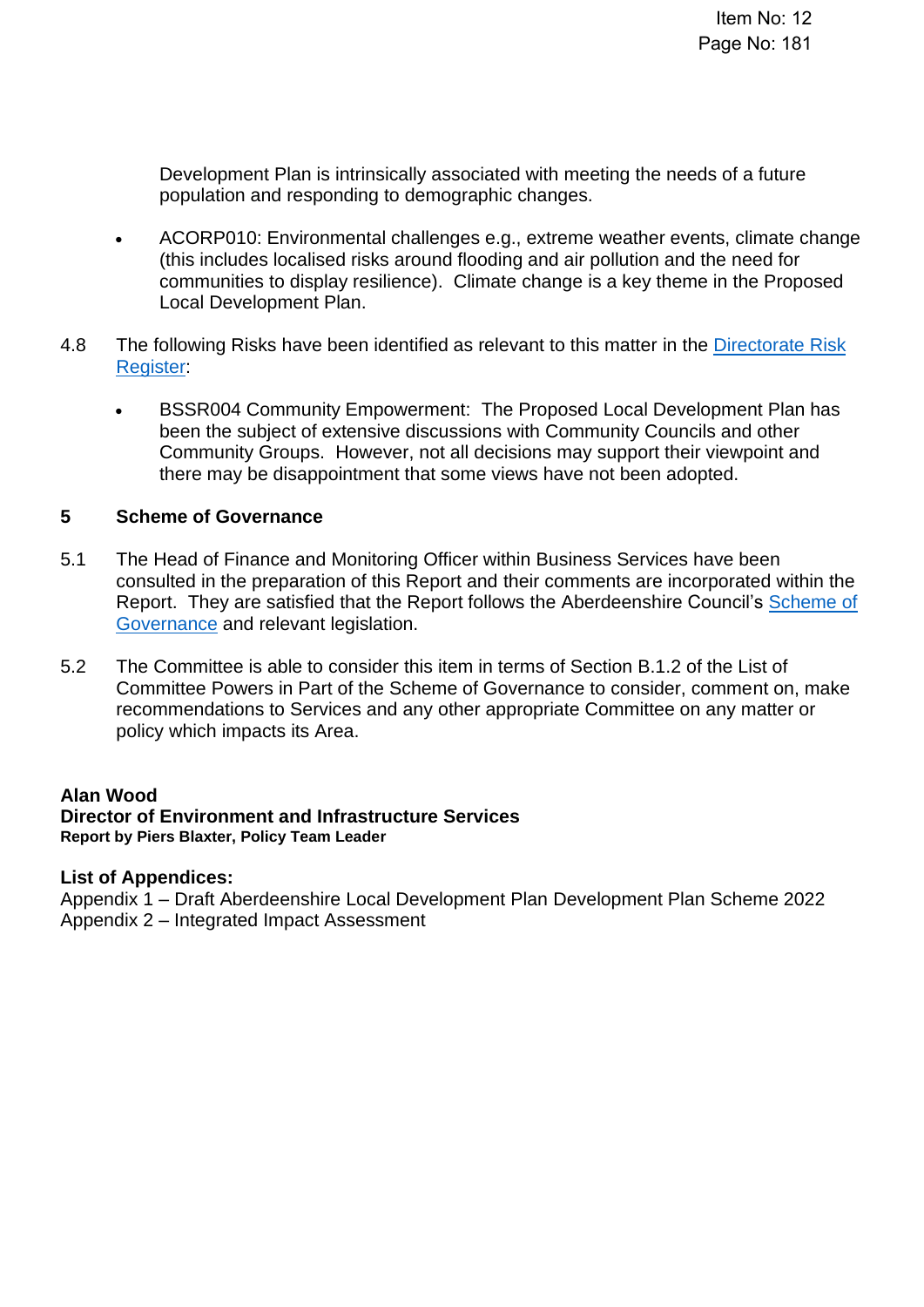Development Plan is intrinsically associated with meeting the needs of a future population and responding to demographic changes.

- ACORP010: Environmental challenges e.g., extreme weather events, climate change (this includes localised risks around flooding and air pollution and the need for communities to display resilience). Climate change is a key theme in the Proposed Local Development Plan.

4.8 The following Risks have been identified as relevant to this matter in the Directorate Risk Register:

- BSSR004 Community Empowerment: The Proposed Local Development Plan has been the subject of extensive discussions with Community Councils and other Community Groups. However, not all decisions may support their viewpoint and there may be disappointment that some views have not been adopted.

## 5 Scheme of Governance

5.1 The Head of Finance and Monitoring Officer within Business Services have been consulted in the preparation of this Report and their comments are incorporated within the Report. They are satisfied that the Report follows the Aberdeenshire Council's Scheme of Governance and relevant legislation.

5.2 The Committee is able to consider this item in terms of Section B.1.2 of the List of Committee Powers in Part of the Scheme of Governance to consider, comment on, make recommendations to Services and any other appropriate Committee on any matter or policy which impacts its Area.

**Alan Wood**
**Director of Environment and Infrastructure Services**
**Report by Piers Blaxter, Policy Team Leader**

**List of Appendices:**
Appendix 1 – Draft Aberdeenshire Local Development Plan Development Plan Scheme 2022
Appendix 2 – Integrated Impact Assessment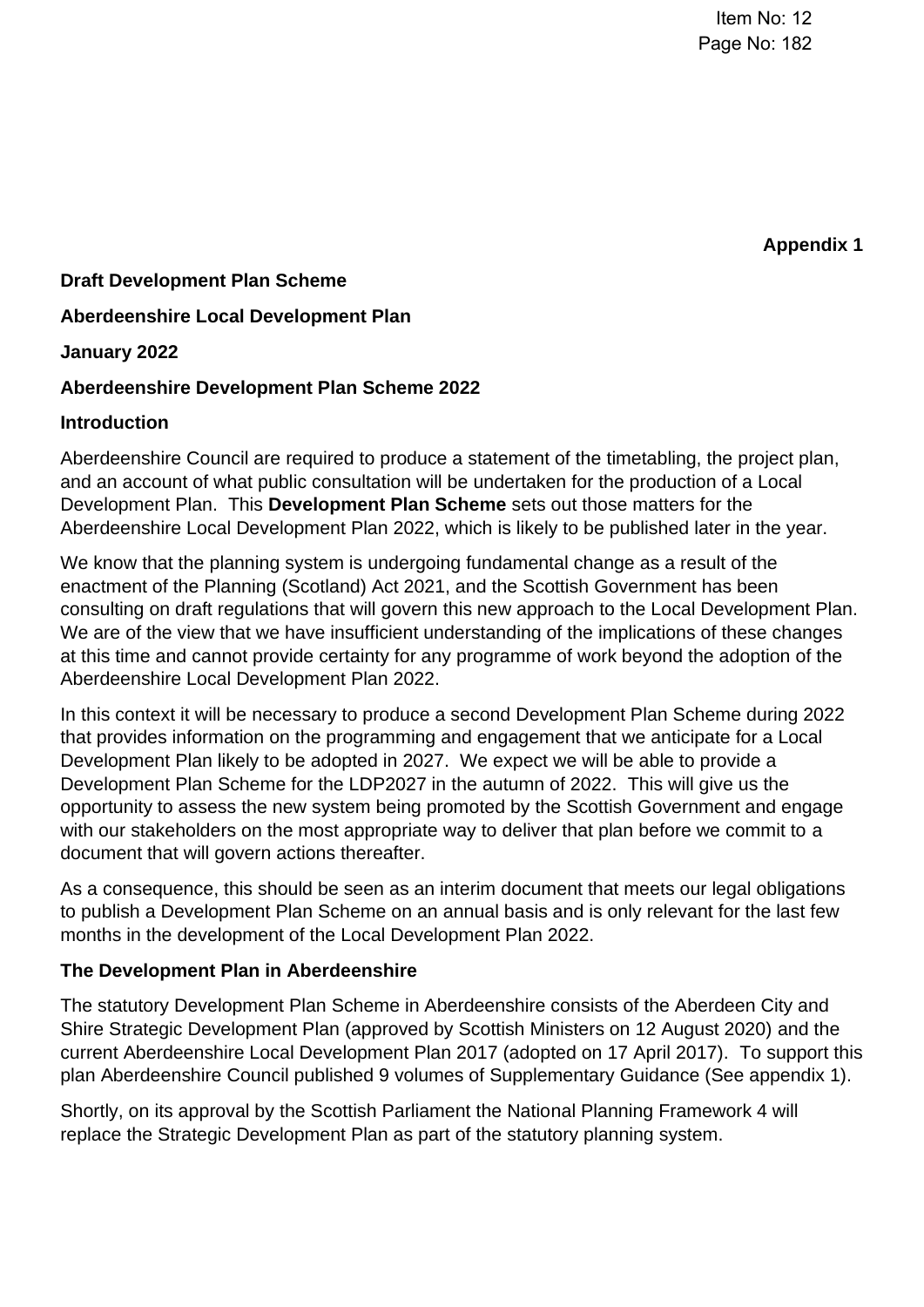**Appendix 1**

**Draft Development Plan Scheme**

**Aberdeenshire Local Development Plan**

**January 2022**

**Aberdeenshire Development Plan Scheme 2022**

**Introduction**

Aberdeenshire Council are required to produce a statement of the timetabling, the project plan, and an account of what public consultation will be undertaken for the production of a Local Development Plan. This **Development Plan Scheme** sets out those matters for the Aberdeenshire Local Development Plan 2022, which is likely to be published later in the year.

We know that the planning system is undergoing fundamental change as a result of the enactment of the Planning (Scotland) Act 2021, and the Scottish Government has been consulting on draft regulations that will govern this new approach to the Local Development Plan. We are of the view that we have insufficient understanding of the implications of these changes at this time and cannot provide certainty for any programme of work beyond the adoption of the Aberdeenshire Local Development Plan 2022.

In this context it will be necessary to produce a second Development Plan Scheme during 2022 that provides information on the programming and engagement that we anticipate for a Local Development Plan likely to be adopted in 2027. We expect we will be able to provide a Development Plan Scheme for the LDP2027 in the autumn of 2022. This will give us the opportunity to assess the new system being promoted by the Scottish Government and engage with our stakeholders on the most appropriate way to deliver that plan before we commit to a document that will govern actions thereafter.

As a consequence, this should be seen as an interim document that meets our legal obligations to publish a Development Plan Scheme on an annual basis and is only relevant for the last few months in the development of the Local Development Plan 2022.

**The Development Plan in Aberdeenshire**

The statutory Development Plan Scheme in Aberdeenshire consists of the Aberdeen City and Shire Strategic Development Plan (approved by Scottish Ministers on 12 August 2020) and the current Aberdeenshire Local Development Plan 2017 (adopted on 17 April 2017). To support this plan Aberdeenshire Council published 9 volumes of Supplementary Guidance (See appendix 1).

Shortly, on its approval by the Scottish Parliament the National Planning Framework 4 will replace the Strategic Development Plan as part of the statutory planning system.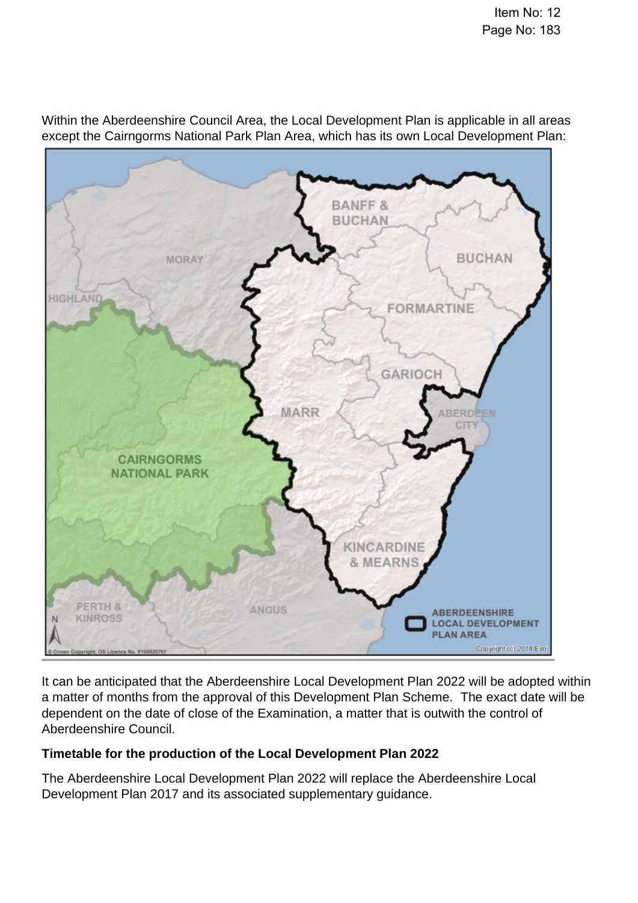Within the Aberdeenshire Council Area, the Local Development Plan is applicable in all areas except the Cairngorms National Park Plan Area, which has its own Local Development Plan:

BANFF & BUCHAN
BUCHAN
MORAY
HIGHLAND
FORMARTINE
GARIOCH
MARR
ABERDEEN CITY
CAIRNGORMS NATIONAL PARK
KINCARDINE & MEARNS
PERTH & KINROSS
ANGUS
ABERDEENSHIRE LOCAL DEVELOPMENT PLAN AREA
N
© Crown Copyright. OS Licence No. 0100020767
Copyright (c) 2014 Esri

It can be anticipated that the Aberdeenshire Local Development Plan 2022 will be adopted within a matter of months from the approval of this Development Plan Scheme. The exact date will be dependent on the date of close of the Examination, a matter that is outwith the control of Aberdeenshire Council.

**Timetable for the production of the Local Development Plan 2022**

The Aberdeenshire Local Development Plan 2022 will replace the Aberdeenshire Local Development Plan 2017 and its associated supplementary guidance.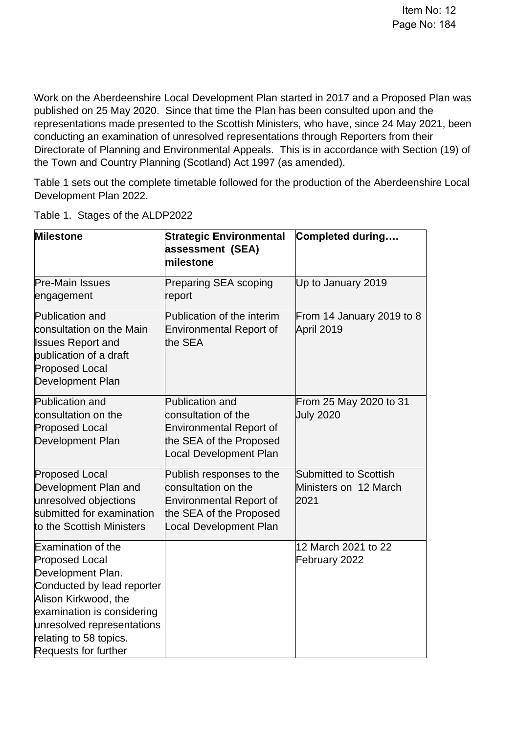Work on the Aberdeenshire Local Development Plan started in 2017 and a Proposed Plan was published on 25 May 2020. Since that time the Plan has been consulted upon and the representations made presented to the Scottish Ministers, who have, since 24 May 2021, been conducting an examination of unresolved representations through Reporters from their Directorate of Planning and Environmental Appeals. This is in accordance with Section (19) of the Town and Country Planning (Scotland) Act 1997 (as amended).

Table 1 sets out the complete timetable followed for the production of the Aberdeenshire Local Development Plan 2022.

Table 1. Stages of the ALDP2022

| Milestone | Strategic Environmental assessment (SEA) milestone | Completed during…. |
| --- | --- | --- |
| Pre-Main Issues engagement | Preparing SEA scoping report | Up to January 2019 |
| Publication and consultation on the Main Issues Report and publication of a draft Proposed Local Development Plan | Publication of the interim Environmental Report of the SEA | From 14 January 2019 to 8 April 2019 |
| Publication and consultation on the Proposed Local Development Plan | Publication and consultation of the Environmental Report of the SEA of the Proposed Local Development Plan | From 25 May 2020 to 31 July 2020 |
| Proposed Local Development Plan and unresolved objections submitted for examination to the Scottish Ministers | Publish responses to the consultation on the Environmental Report of the SEA of the Proposed Local Development Plan | Submitted to Scottish Ministers on 12 March 2021 |
| Examination of the Proposed Local Development Plan. Conducted by lead reporter Alison Kirkwood, the examination is considering unresolved representations relating to 58 topics. Requests for further | | 12 March 2021 to 22 February 2022 |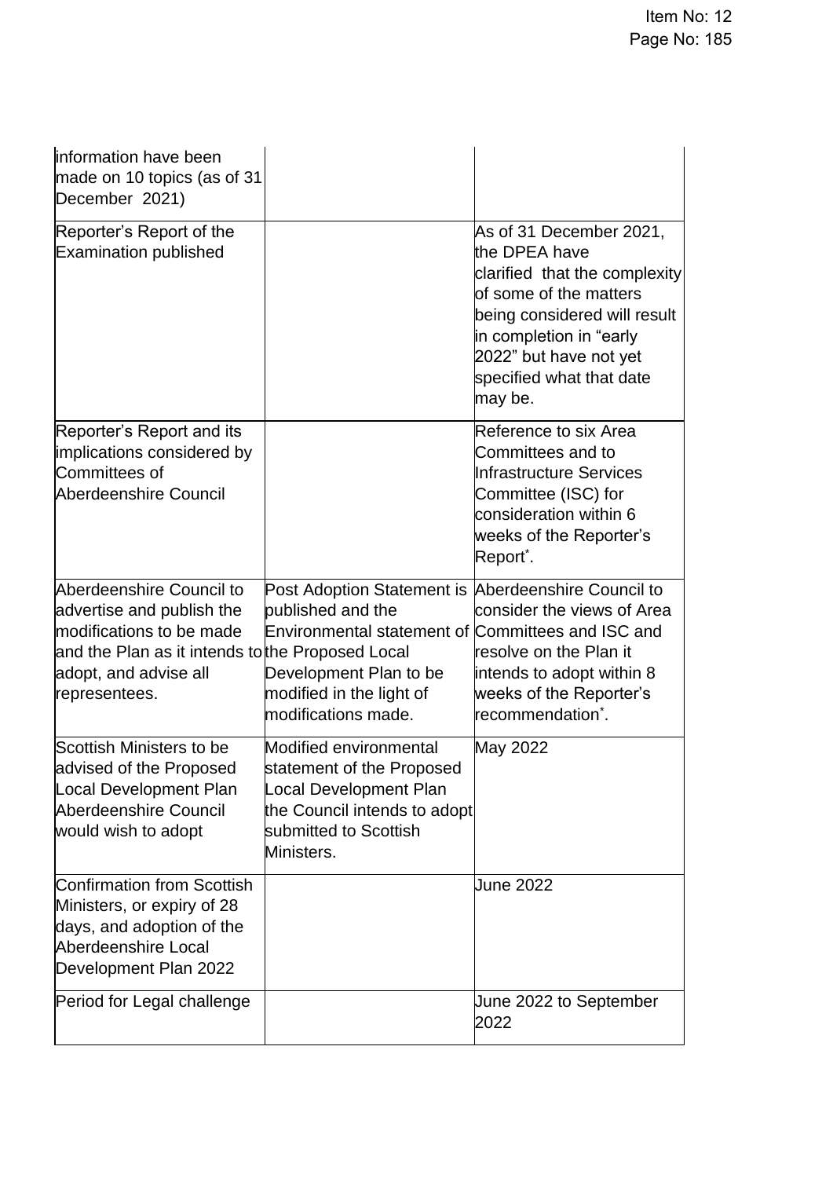| | | |
|---|---|---|
| information have been made on 10 topics (as of 31 December 2021) | | |
| Reporter's Report of the Examination published | | As of 31 December 2021, the DPEA have clarified that the complexity of some of the matters being considered will result in completion in "early 2022" but have not yet specified what that date may be. |
| Reporter's Report and its implications considered by Committees of Aberdeenshire Council | | Reference to six Area Committees and to Infrastructure Services Committee (ISC) for consideration within 6 weeks of the Reporter's Report*. |
| Aberdeenshire Council to advertise and publish the modifications to be made and the Plan as it intends to adopt, and advise all representees. | Post Adoption Statement is published and the Environmental statement of the Proposed Local Development Plan to be modified in the light of modifications made. | Aberdeenshire Council to consider the views of Area Committees and ISC and resolve on the Plan it intends to adopt within 8 weeks of the Reporter's recommendation*. |
| Scottish Ministers to be advised of the Proposed Local Development Plan Aberdeenshire Council would wish to adopt | Modified environmental statement of the Proposed Local Development Plan the Council intends to adopt submitted to Scottish Ministers. | May 2022 |
| Confirmation from Scottish Ministers, or expiry of 28 days, and adoption of the Aberdeenshire Local Development Plan 2022 | | June 2022 |
| Period for Legal challenge | | June 2022 to September 2022 |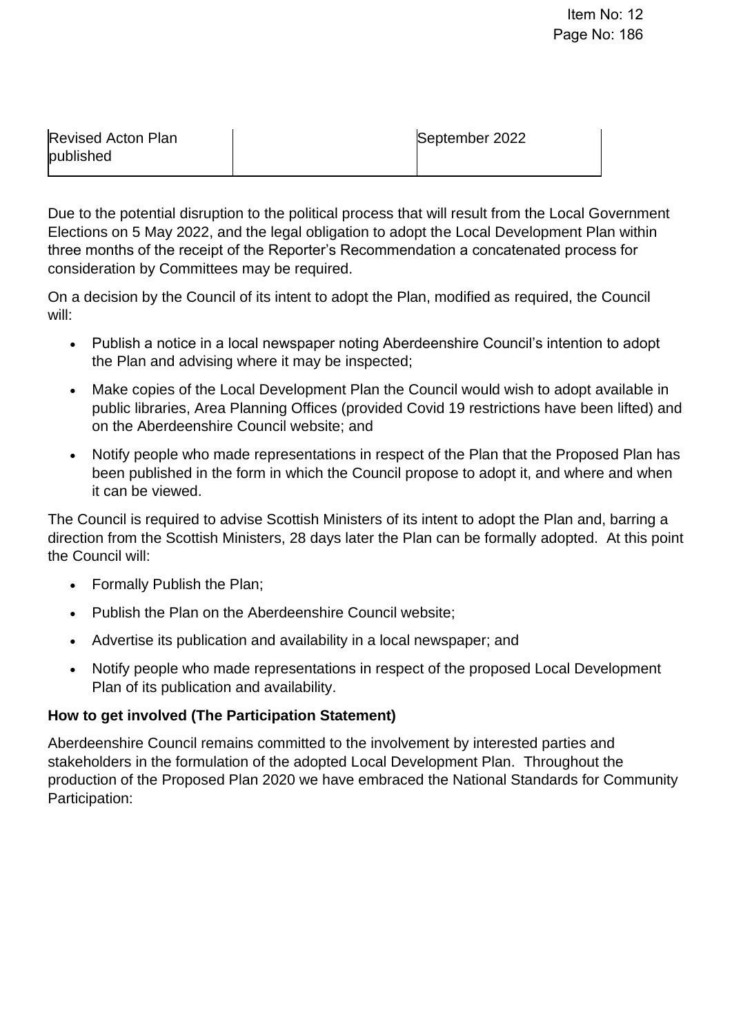| | | |
|---|---|---|
| Revised Acton Plan published | | September 2022 |

Due to the potential disruption to the political process that will result from the Local Government Elections on 5 May 2022, and the legal obligation to adopt the Local Development Plan within three months of the receipt of the Reporter's Recommendation a concatenated process for consideration by Committees may be required.

On a decision by the Council of its intent to adopt the Plan, modified as required, the Council will:

- Publish a notice in a local newspaper noting Aberdeenshire Council's intention to adopt the Plan and advising where it may be inspected;
- Make copies of the Local Development Plan the Council would wish to adopt available in public libraries, Area Planning Offices (provided Covid 19 restrictions have been lifted) and on the Aberdeenshire Council website; and
- Notify people who made representations in respect of the Plan that the Proposed Plan has been published in the form in which the Council propose to adopt it, and where and when it can be viewed.

The Council is required to advise Scottish Ministers of its intent to adopt the Plan and, barring a direction from the Scottish Ministers, 28 days later the Plan can be formally adopted. At this point the Council will:

- Formally Publish the Plan;
- Publish the Plan on the Aberdeenshire Council website;
- Advertise its publication and availability in a local newspaper; and
- Notify people who made representations in respect of the proposed Local Development Plan of its publication and availability.

**How to get involved (The Participation Statement)**

Aberdeenshire Council remains committed to the involvement by interested parties and stakeholders in the formulation of the adopted Local Development Plan. Throughout the production of the Proposed Plan 2020 we have embraced the National Standards for Community Participation: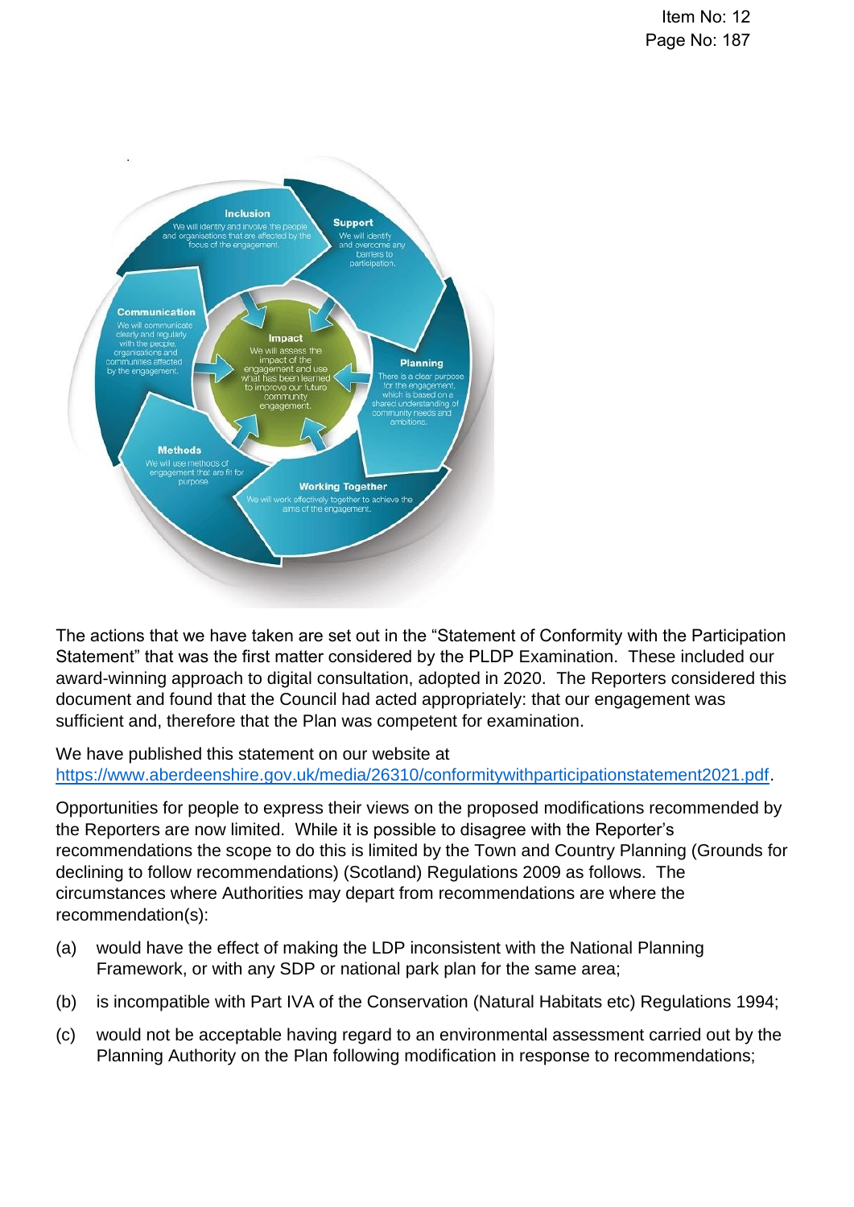Inclusion
We will identify and involve the people and organisations that are affected by the focus of the engagement.

Support
We will identify and overcome any barriers to participation.

Planning
There is a clear purpose for the engagement, which is based on a shared understanding of community needs and ambitions.

Working Together
We will work effectively together to achieve the aims of the engagement.

Methods
We will use methods of engagement that are fit for purpose.

Communication
We will communicate clearly and regularly with the people, organisations and communities affected by the engagement.

Impact
We will assess the impact of the engagement and use what has been learned to improve our future community engagement.

The actions that we have taken are set out in the "Statement of Conformity with the Participation Statement" that was the first matter considered by the PLDP Examination. These included our award-winning approach to digital consultation, adopted in 2020. The Reporters considered this document and found that the Council had acted appropriately: that our engagement was sufficient and, therefore that the Plan was competent for examination.

We have published this statement on our website at https://www.aberdeenshire.gov.uk/media/26310/conformitywithparticipationstatement2021.pdf.

Opportunities for people to express their views on the proposed modifications recommended by the Reporters are now limited. While it is possible to disagree with the Reporter's recommendations the scope to do this is limited by the Town and Country Planning (Grounds for declining to follow recommendations) (Scotland) Regulations 2009 as follows. The circumstances where Authorities may depart from recommendations are where the recommendation(s):

(a) would have the effect of making the LDP inconsistent with the National Planning Framework, or with any SDP or national park plan for the same area;

(b) is incompatible with Part IVA of the Conservation (Natural Habitats etc) Regulations 1994;

(c) would not be acceptable having regard to an environmental assessment carried out by the Planning Authority on the Plan following modification in response to recommendations;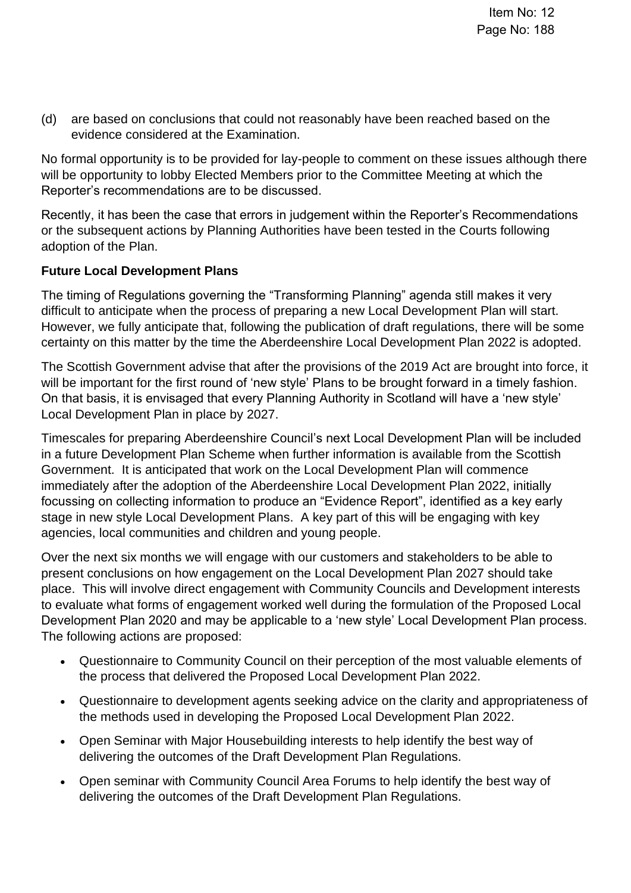(d) are based on conclusions that could not reasonably have been reached based on the evidence considered at the Examination.

No formal opportunity is to be provided for lay-people to comment on these issues although there will be opportunity to lobby Elected Members prior to the Committee Meeting at which the Reporter's recommendations are to be discussed.

Recently, it has been the case that errors in judgement within the Reporter's Recommendations or the subsequent actions by Planning Authorities have been tested in the Courts following adoption of the Plan.

**Future Local Development Plans**

The timing of Regulations governing the "Transforming Planning" agenda still makes it very difficult to anticipate when the process of preparing a new Local Development Plan will start. However, we fully anticipate that, following the publication of draft regulations, there will be some certainty on this matter by the time the Aberdeenshire Local Development Plan 2022 is adopted.

The Scottish Government advise that after the provisions of the 2019 Act are brought into force, it will be important for the first round of 'new style' Plans to be brought forward in a timely fashion. On that basis, it is envisaged that every Planning Authority in Scotland will have a 'new style' Local Development Plan in place by 2027.

Timescales for preparing Aberdeenshire Council's next Local Development Plan will be included in a future Development Plan Scheme when further information is available from the Scottish Government. It is anticipated that work on the Local Development Plan will commence immediately after the adoption of the Aberdeenshire Local Development Plan 2022, initially focussing on collecting information to produce an "Evidence Report", identified as a key early stage in new style Local Development Plans. A key part of this will be engaging with key agencies, local communities and children and young people.

Over the next six months we will engage with our customers and stakeholders to be able to present conclusions on how engagement on the Local Development Plan 2027 should take place. This will involve direct engagement with Community Councils and Development interests to evaluate what forms of engagement worked well during the formulation of the Proposed Local Development Plan 2020 and may be applicable to a 'new style' Local Development Plan process. The following actions are proposed:

- Questionnaire to Community Council on their perception of the most valuable elements of the process that delivered the Proposed Local Development Plan 2022.
- Questionnaire to development agents seeking advice on the clarity and appropriateness of the methods used in developing the Proposed Local Development Plan 2022.
- Open Seminar with Major Housebuilding interests to help identify the best way of delivering the outcomes of the Draft Development Plan Regulations.
- Open seminar with Community Council Area Forums to help identify the best way of delivering the outcomes of the Draft Development Plan Regulations.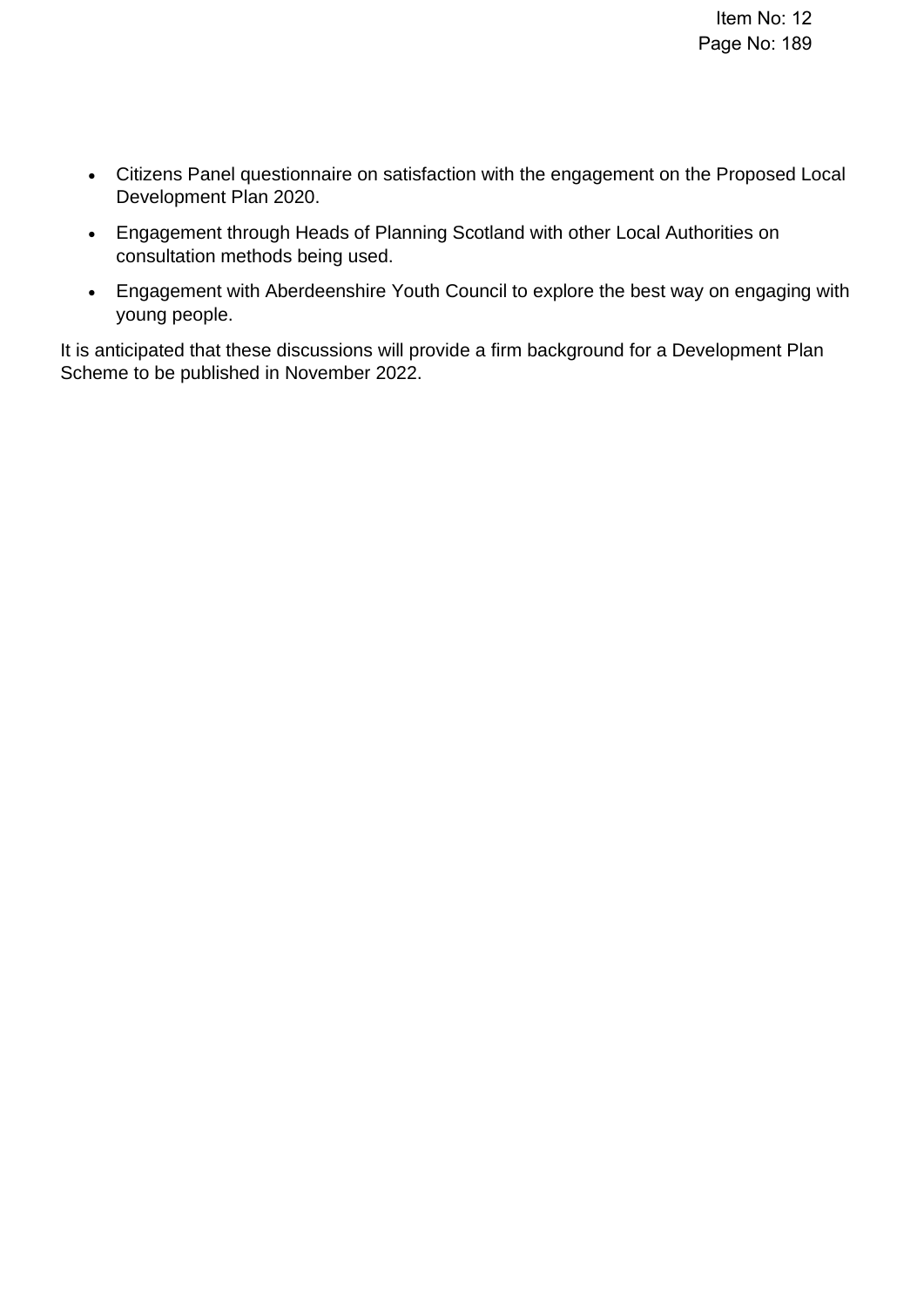- Citizens Panel questionnaire on satisfaction with the engagement on the Proposed Local Development Plan 2020.
- Engagement through Heads of Planning Scotland with other Local Authorities on consultation methods being used.
- Engagement with Aberdeenshire Youth Council to explore the best way on engaging with young people.

It is anticipated that these discussions will provide a firm background for a Development Plan Scheme to be published in November 2022.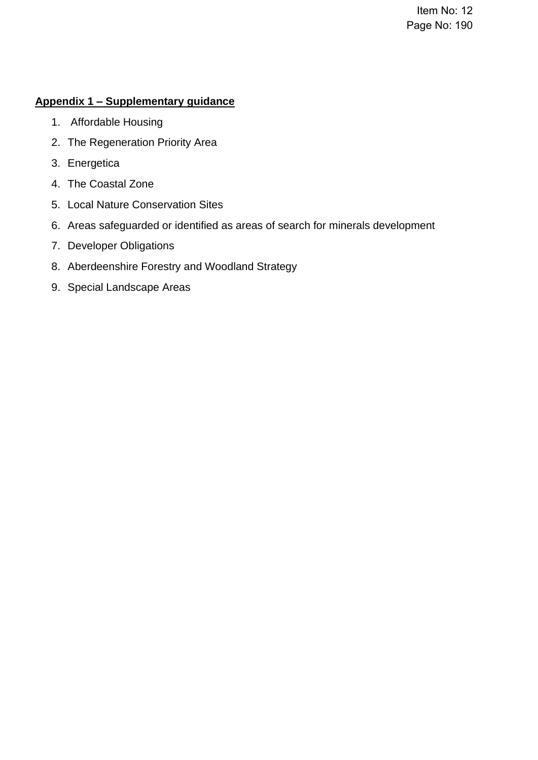**Appendix 1 – Supplementary guidance**

1. Affordable Housing
2. The Regeneration Priority Area
3. Energetica
4. The Coastal Zone
5. Local Nature Conservation Sites
6. Areas safeguarded or identified as areas of search for minerals development
7. Developer Obligations
8. Aberdeenshire Forestry and Woodland Strategy
9. Special Landscape Areas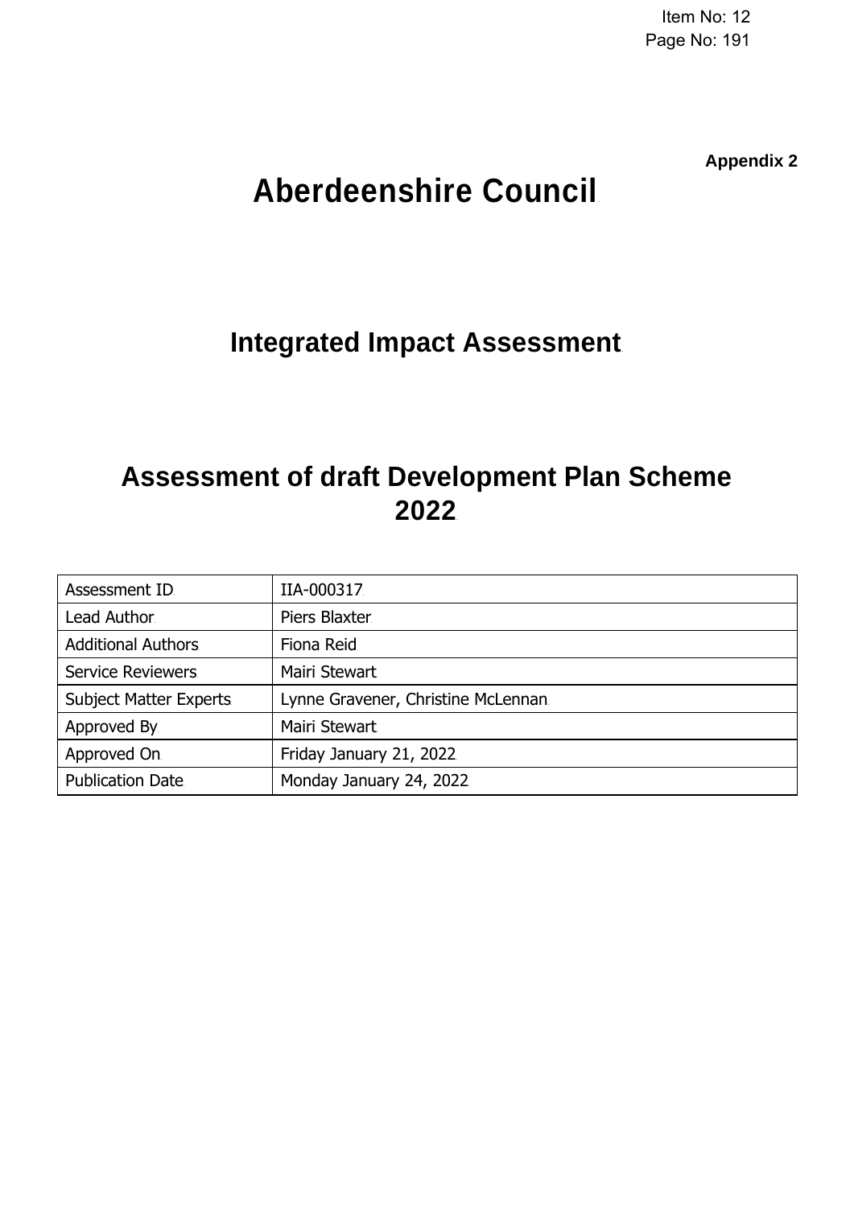Appendix 2

# Aberdeenshire Council

## Integrated Impact Assessment

## Assessment of draft Development Plan Scheme 2022

| | |
|---|---|
| Assessment ID | IIA-000317 |
| Lead Author | Piers Blaxter |
| Additional Authors | Fiona Reid |
| Service Reviewers | Mairi Stewart |
| Subject Matter Experts | Lynne Gravener, Christine McLennan |
| Approved By | Mairi Stewart |
| Approved On | Friday January 21, 2022 |
| Publication Date | Monday January 24, 2022 |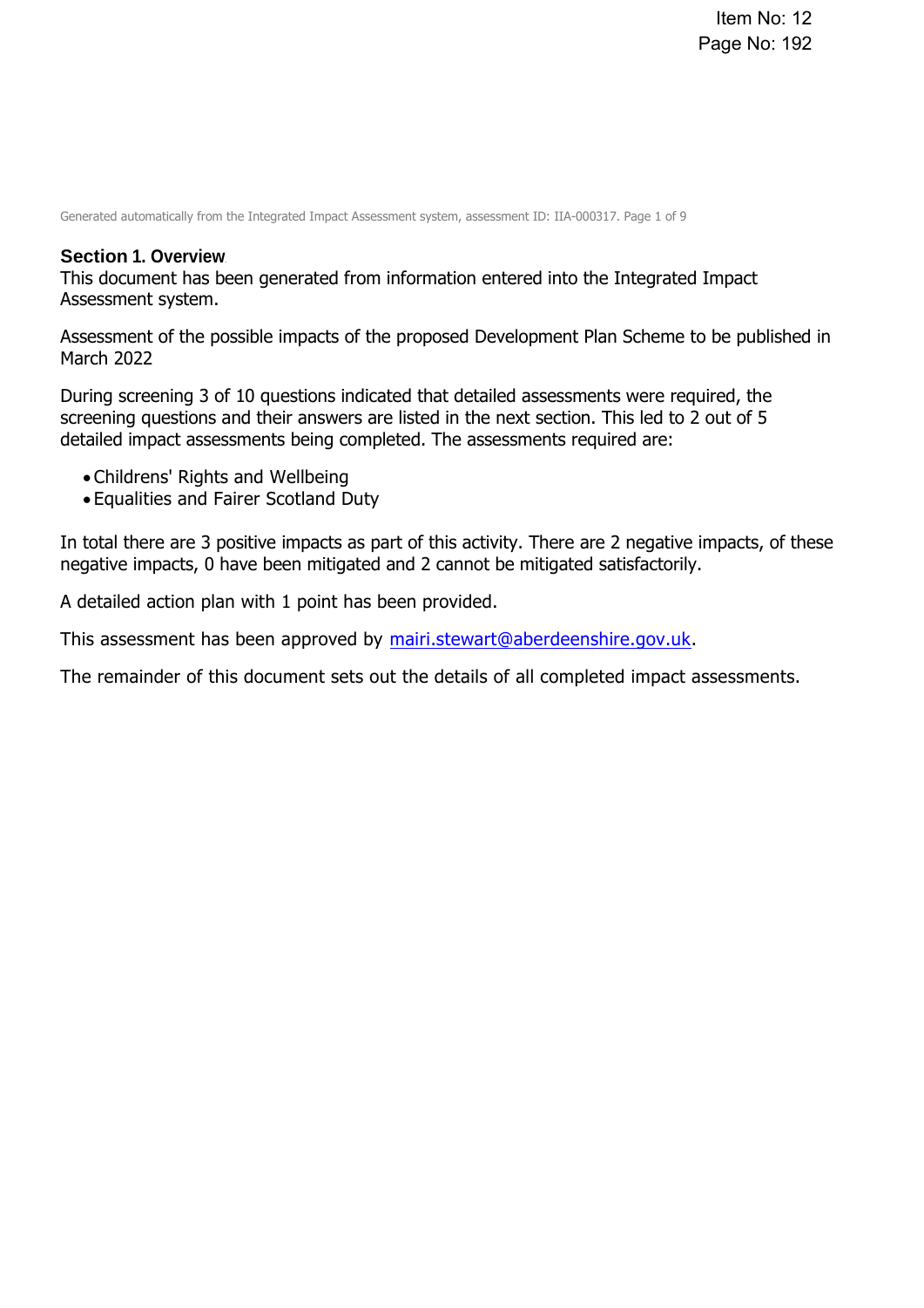Generated automatically from the Integrated Impact Assessment system, assessment ID: IIA-000317.

## Section 1. Overview

This document has been generated from information entered into the Integrated Impact Assessment system.

Assessment of the possible impacts of the proposed Development Plan Scheme to be published in March 2022

During screening 3 of 10 questions indicated that detailed assessments were required, the screening questions and their answers are listed in the next section. This led to 2 out of 5 detailed impact assessments being completed. The assessments required are:

- Childrens' Rights and Wellbeing
- Equalities and Fairer Scotland Duty

In total there are 3 positive impacts as part of this activity. There are 2 negative impacts, of these negative impacts, 0 have been mitigated and 2 cannot be mitigated satisfactorily.

A detailed action plan with 1 point has been provided.

This assessment has been approved by [mairi.stewart@aberdeenshire.gov.uk](mailto:mairi.stewart@aberdeenshire.gov.uk).

The remainder of this document sets out the details of all completed impact assessments.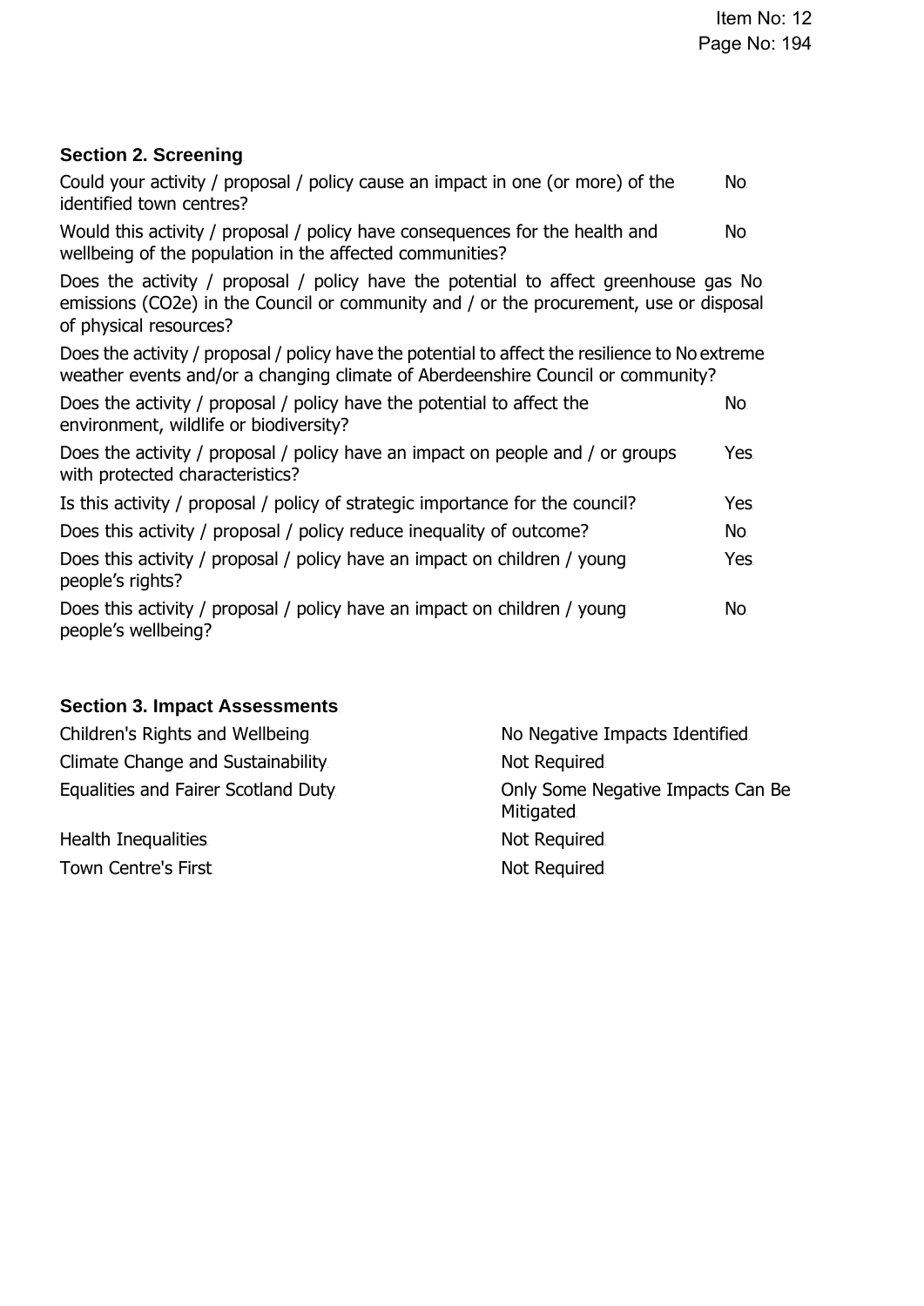## Section 2. Screening

| | |
|---|---|
| Could your activity / proposal / policy cause an impact in one (or more) of the identified town centres? | No |
| Would this activity / proposal / policy have consequences for the health and wellbeing of the population in the affected communities? | No |
| Does the activity / proposal / policy have the potential to affect greenhouse gas emissions (CO2e) in the Council or community and / or the procurement, use or disposal of physical resources? | No |
| Does the activity / proposal / policy have the potential to affect the resilience to extreme weather events and/or a changing climate of Aberdeenshire Council or community? | No |
| Does the activity / proposal / policy have the potential to affect the environment, wildlife or biodiversity? | No |
| Does the activity / proposal / policy have an impact on people and / or groups with protected characteristics? | Yes |
| Is this activity / proposal / policy of strategic importance for the council? | Yes |
| Does this activity / proposal / policy reduce inequality of outcome? | No |
| Does this activity / proposal / policy have an impact on children / young people's rights? | Yes |
| Does this activity / proposal / policy have an impact on children / young people's wellbeing? | No |

## Section 3. Impact Assessments

| | |
|---|---|
| Children's Rights and Wellbeing | No Negative Impacts Identified |
| Climate Change and Sustainability | Not Required |
| Equalities and Fairer Scotland Duty | Only Some Negative Impacts Can Be Mitigated |
| Health Inequalities | Not Required |
| Town Centre's First | Not Required |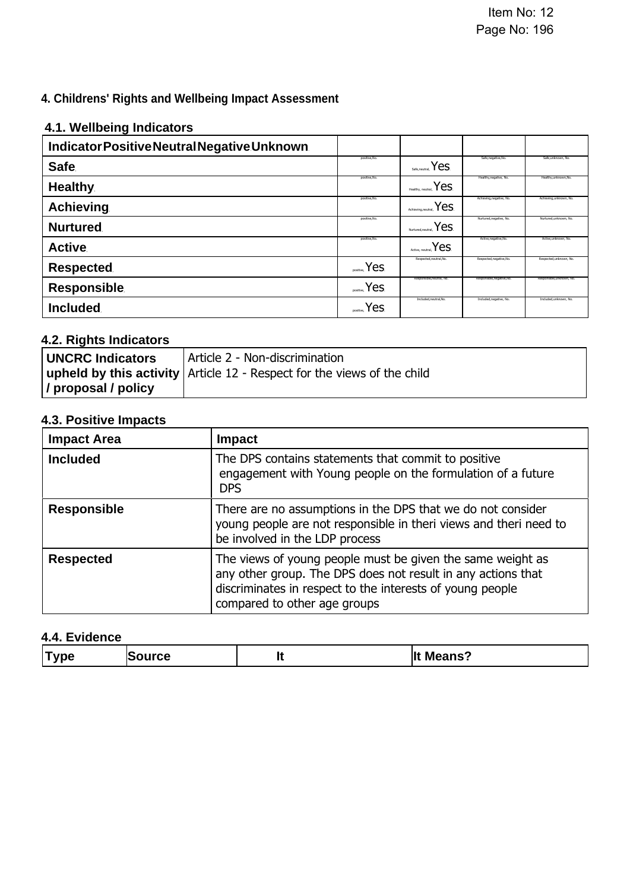## 4. Childrens' Rights and Wellbeing Impact Assessment

### 4.1. Wellbeing Indicators

| Indicator | Positive | Neutral | Negative | Unknown |
|---|---|---|---|---|
| Safe | | Yes | | |
| Healthy | | Yes | | |
| Achieving | | Yes | | |
| Nurtured | | Yes | | |
| Active | | Yes | | |
| Respected | Yes | | | |
| Responsible | Yes | | | |
| Included | Yes | | | |

### 4.2. Rights Indicators

| | |
|---|---|
| **UNCRC Indicators upheld by this activity / proposal / policy** | Article 2 - Non-discrimination<br>Article 12 - Respect for the views of the child |

### 4.3. Positive Impacts

| Impact Area | Impact |
|---|---|
| **Included** | The DPS contains statements that commit to positive engagement with Young people on the formulation of a future DPS |
| **Responsible** | There are no assumptions in the DPS that we do not consider young people are not responsible in theri views and theri need to be involved in the LDP process |
| **Respected** | The views of young people must be given the same weight as any other group. The DPS does not result in any actions that discriminates in respect to the interests of young people compared to other age groups |

### 4.4. Evidence

| Type | Source | It | It Means? |
|---|---|---|---|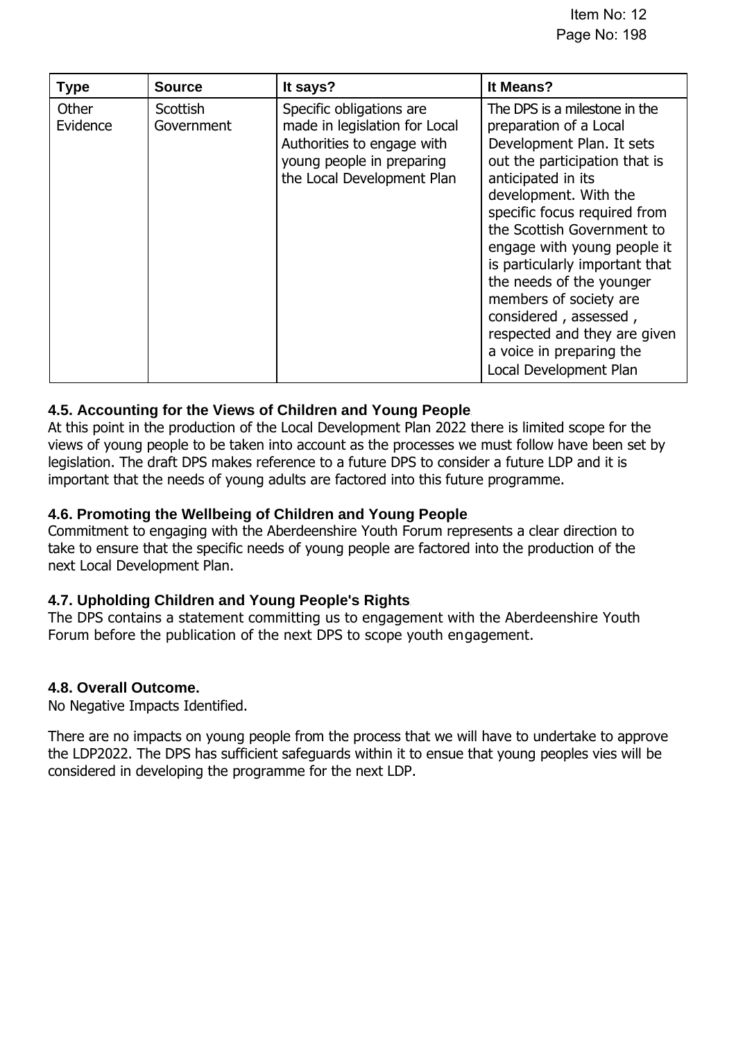| Type | Source | It says? | It Means? |
|---|---|---|---|
| Other Evidence | Scottish Government | Specific obligations are made in legislation for Local Authorities to engage with young people in preparing the Local Development Plan | The DPS is a milestone in the preparation of a Local Development Plan. It sets out the participation that is anticipated in its development. With the specific focus required from the Scottish Government to engage with young people it is particularly important that the needs of the younger members of society are considered , assessed , respected and they are given a voice in preparing the Local Development Plan |

### 4.5. Accounting for the Views of Children and Young People

At this point in the production of the Local Development Plan 2022 there is limited scope for the views of young people to be taken into account as the processes we must follow have been set by legislation. The draft DPS makes reference to a future DPS to consider a future LDP and it is important that the needs of young adults are factored into this future programme.

### 4.6. Promoting the Wellbeing of Children and Young People

Commitment to engaging with the Aberdeenshire Youth Forum represents a clear direction to take to ensure that the specific needs of young people are factored into the production of the next Local Development Plan.

### 4.7. Upholding Children and Young People's Rights

The DPS contains a statement committing us to engagement with the Aberdeenshire Youth Forum before the publication of the next DPS to scope youth engagement.

### 4.8. Overall Outcome.

No Negative Impacts Identified.

There are no impacts on young people from the process that we will have to undertake to approve the LDP2022. The DPS has sufficient safeguards within it to ensue that young peoples vies will be considered in developing the programme for the next LDP.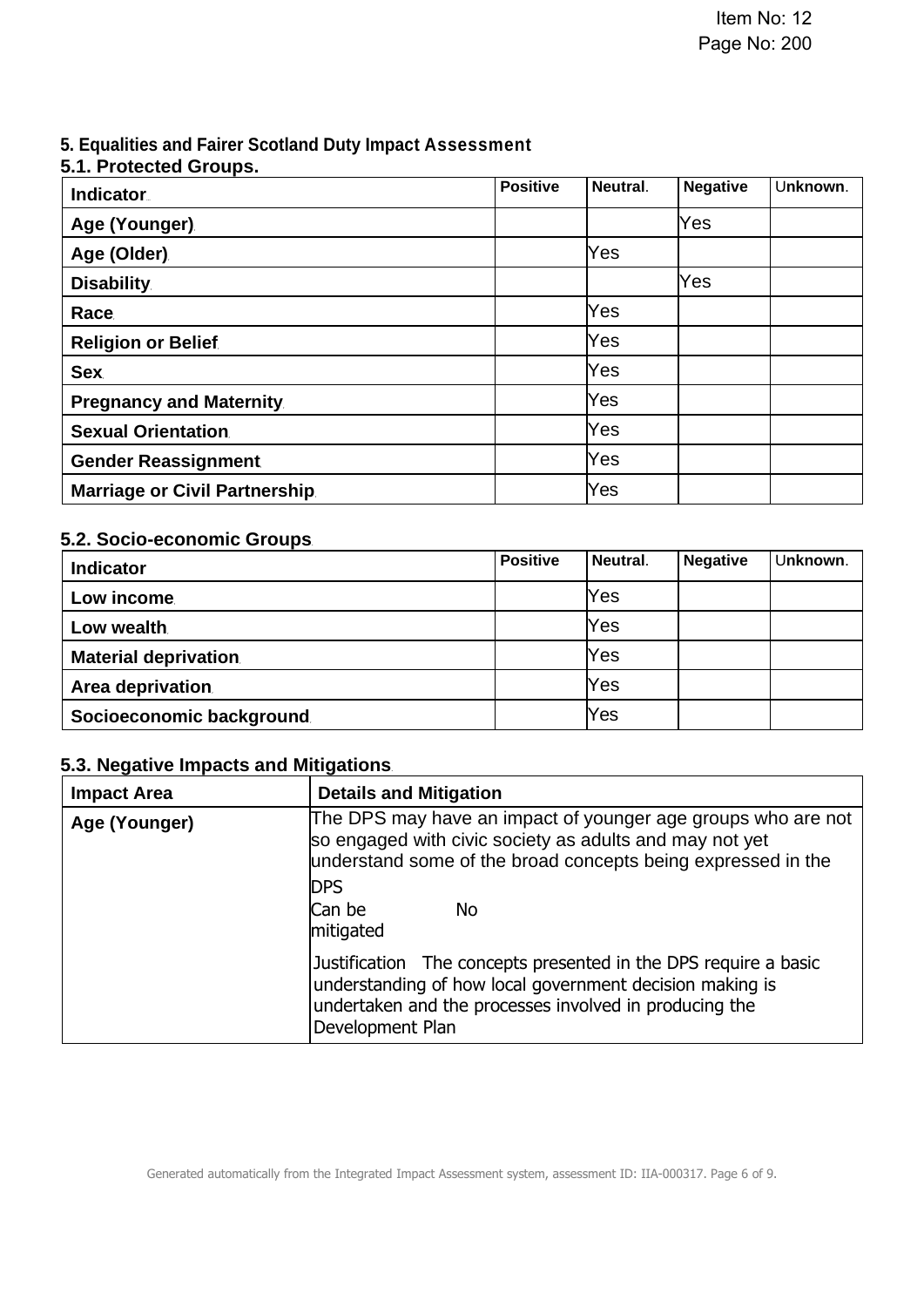### 5. Equalities and Fairer Scotland Duty Impact Assessment

#### 5.1. Protected Groups.

| Indicator | Positive | Neutral. | Negative | Unknown. |
|---|---|---|---|---|
| Age (Younger) | | | Yes | |
| Age (Older) | | Yes | | |
| Disability | | | Yes | |
| Race | | Yes | | |
| Religion or Belief | | Yes | | |
| Sex | | Yes | | |
| Pregnancy and Maternity | | Yes | | |
| Sexual Orientation | | Yes | | |
| Gender Reassignment | | Yes | | |
| Marriage or Civil Partnership | | Yes | | |

#### 5.2. Socio-economic Groups

| Indicator | Positive | Neutral. | Negative | Unknown. |
|---|---|---|---|---|
| Low income | | Yes | | |
| Low wealth | | Yes | | |
| Material deprivation | | Yes | | |
| Area deprivation | | Yes | | |
| Socioeconomic background | | Yes | | |

#### 5.3. Negative Impacts and Mitigations

| Impact Area | Details and Mitigation |
|---|---|
| Age (Younger) | The DPS may have an impact of younger age groups who are not so engaged with civic society as adults and may not yet understand some of the broad concepts being expressed in the DPS<br>Can be mitigated: No<br>Justification: The concepts presented in the DPS require a basic understanding of how local government decision making is undertaken and the processes involved in producing the Development Plan |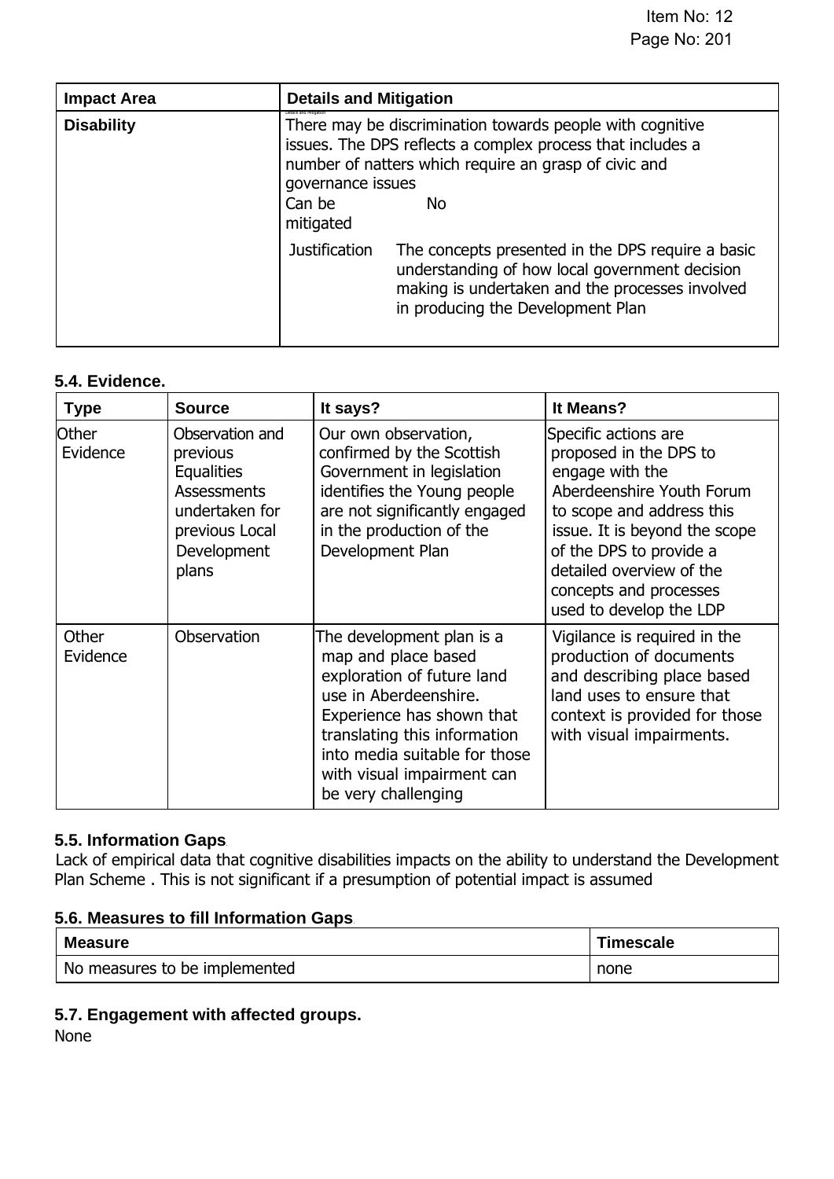| Impact Area | Details and Mitigation |
|---|---|
| **Disability** | There may be discrimination towards people with cognitive issues. The DPS reflects a complex process that includes a number of natters which require an grasp of civic and governance issues<br>Can be mitigated: No<br>Justification: The concepts presented in the DPS require a basic understanding of how local government decision making is undertaken and the processes involved in producing the Development Plan |

### 5.4. Evidence.

| Type | Source | It says? | It Means? |
|---|---|---|---|
| Other Evidence | Observation and previous Equalities Assessments undertaken for previous Local Development plans | Our own observation, confirmed by the Scottish Government in legislation identifies the Young people are not significantly engaged in the production of the Development Plan | Specific actions are proposed in the DPS to engage with the Aberdeenshire Youth Forum to scope and address this issue. It is beyond the scope of the DPS to provide a detailed overview of the concepts and processes used to develop the LDP |
| Other Evidence | Observation | The development plan is a map and place based exploration of future land use in Aberdeenshire. Experience has shown that translating this information into media suitable for those with visual impairment can be very challenging | Vigilance is required in the production of documents and describing place based land uses to ensure that context is provided for those with visual impairments. |

### 5.5. Information Gaps.

Lack of empirical data that cognitive disabilities impacts on the ability to understand the Development Plan Scheme . This is not significant if a presumption of potential impact is assumed

### 5.6. Measures to fill Information Gaps.

| Measure | Timescale |
|---|---|
| No measures to be implemented | none |

### 5.7. Engagement with affected groups.

None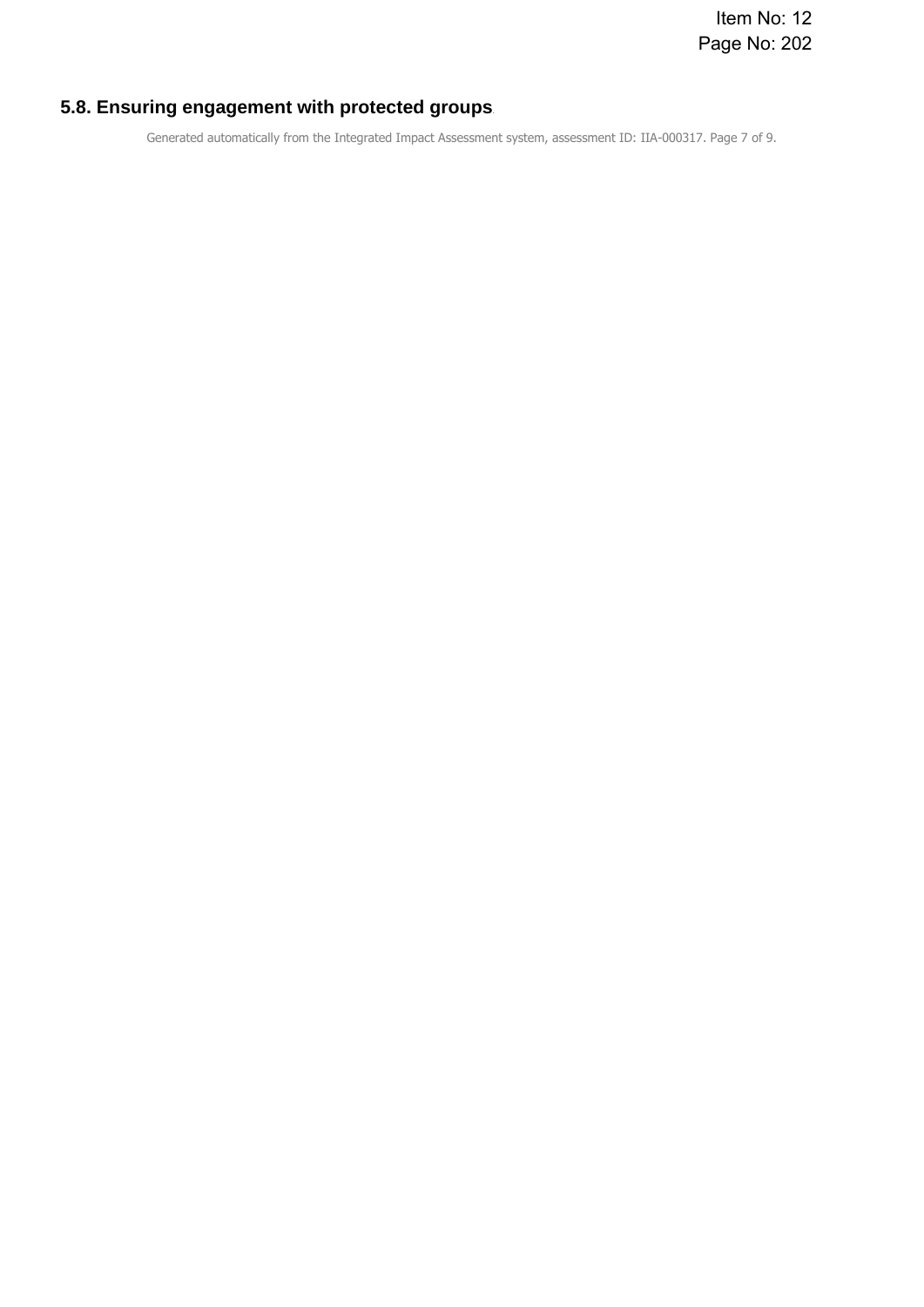## 5.8. Ensuring engagement with protected groups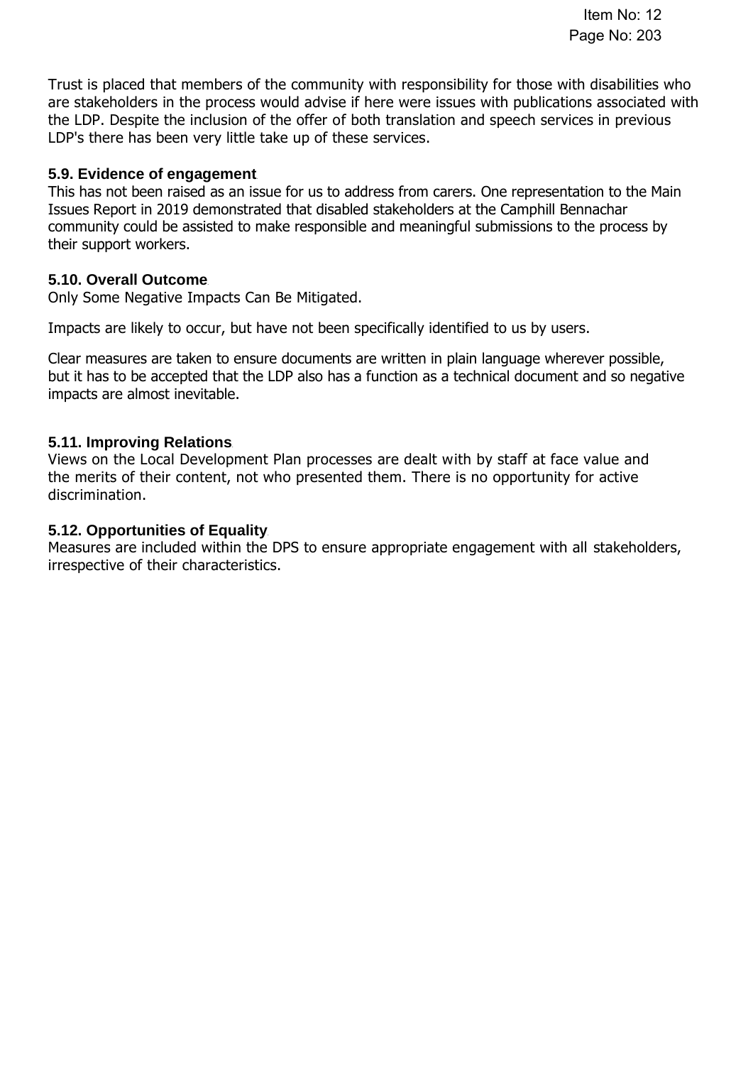Trust is placed that members of the community with responsibility for those with disabilities who are stakeholders in the process would advise if here were issues with publications associated with the LDP. Despite the inclusion of the offer of both translation and speech services in previous LDP's there has been very little take up of these services.

**5.9. Evidence of engagement**

This has not been raised as an issue for us to address from carers. One representation to the Main Issues Report in 2019 demonstrated that disabled stakeholders at the Camphill Bennachar community could be assisted to make responsible and meaningful submissions to the process by their support workers.

**5.10. Overall Outcome**

Only Some Negative Impacts Can Be Mitigated.

Impacts are likely to occur, but have not been specifically identified to us by users.

Clear measures are taken to ensure documents are written in plain language wherever possible, but it has to be accepted that the LDP also has a function as a technical document and so negative impacts are almost inevitable.

**5.11. Improving Relations**

Views on the Local Development Plan processes are dealt with by staff at face value and the merits of their content, not who presented them. There is no opportunity for active discrimination.

**5.12. Opportunities of Equality**

Measures are included within the DPS to ensure appropriate engagement with all stakeholders, irrespective of their characteristics.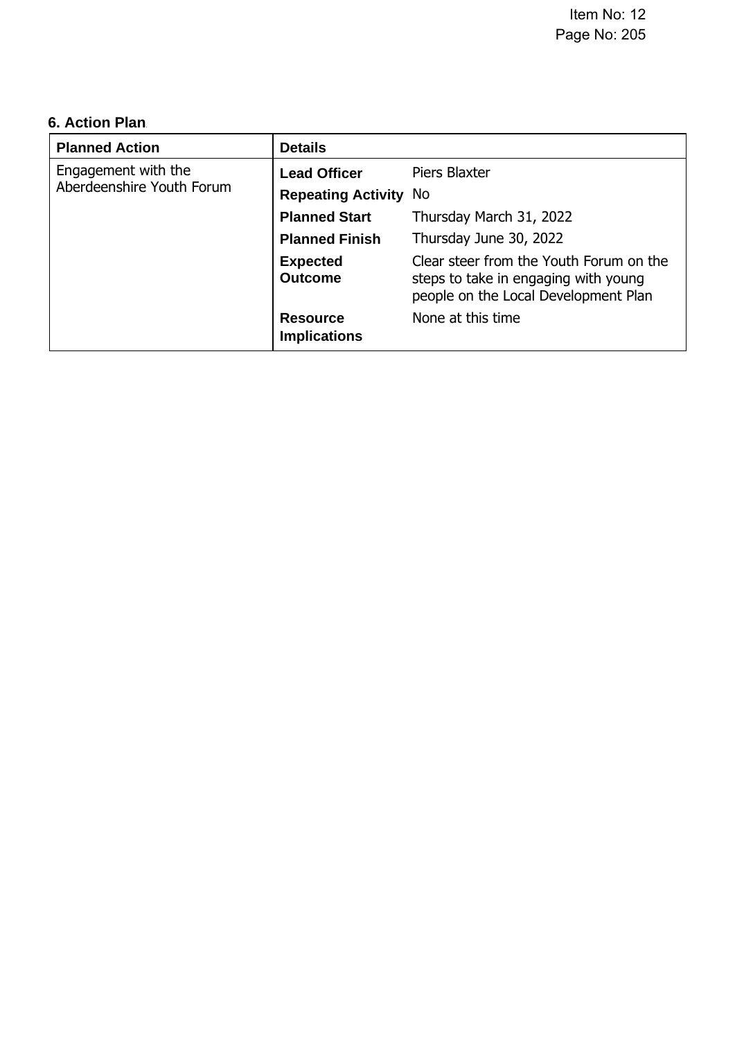## 6. Action Plan

| Planned Action | Details | |
|---|---|---|
| Engagement with the Aberdeenshire Youth Forum | **Lead Officer** | Piers Blaxter |
| | **Repeating Activity** | No |
| | **Planned Start** | Thursday March 31, 2022 |
| | **Planned Finish** | Thursday June 30, 2022 |
| | **Expected Outcome** | Clear steer from the Youth Forum on the steps to take in engaging with young people on the Local Development Plan |
| | **Resource Implications** | None at this time |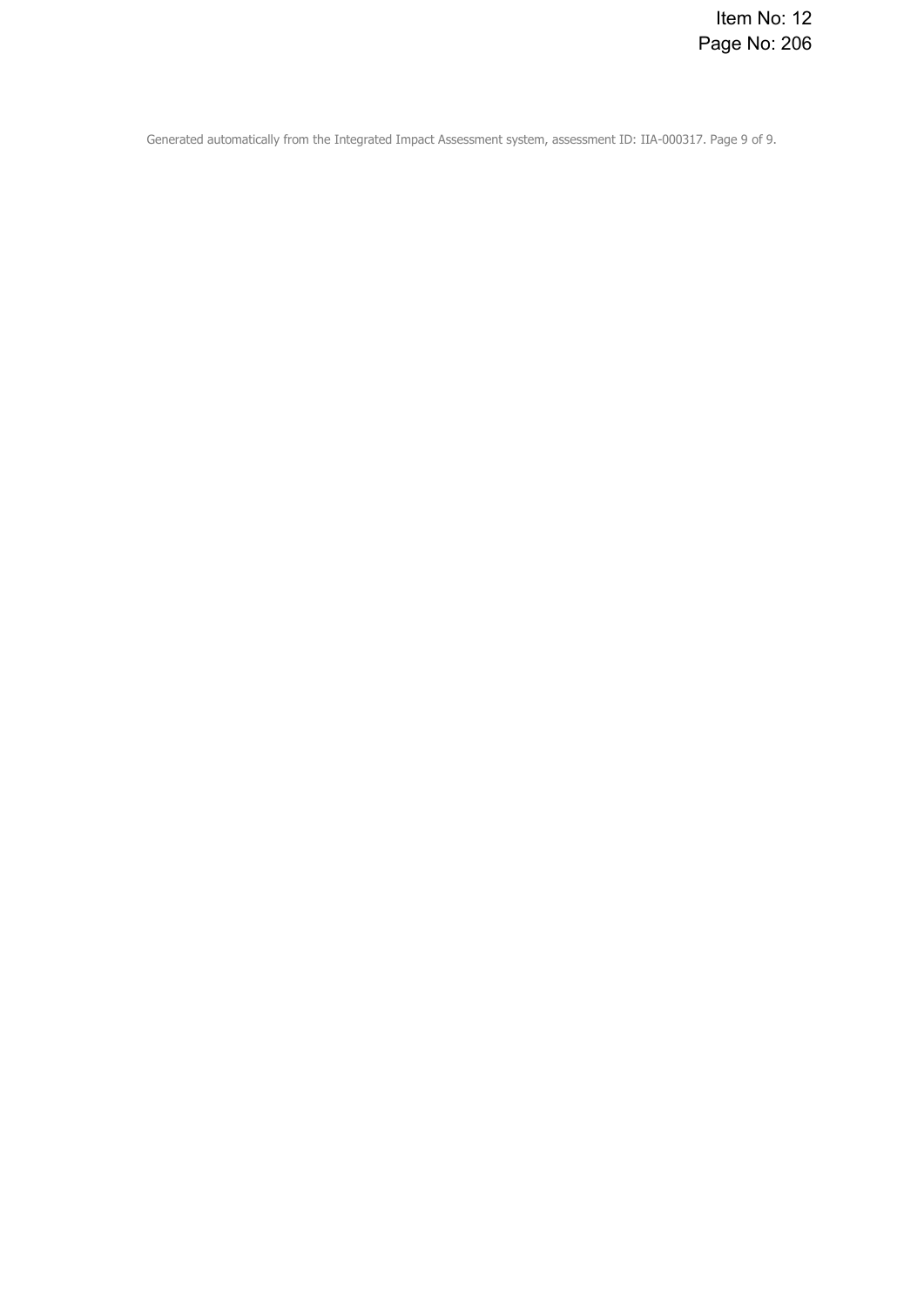Generated automatically from the Integrated Impact Assessment system, assessment ID: IIA-000317.